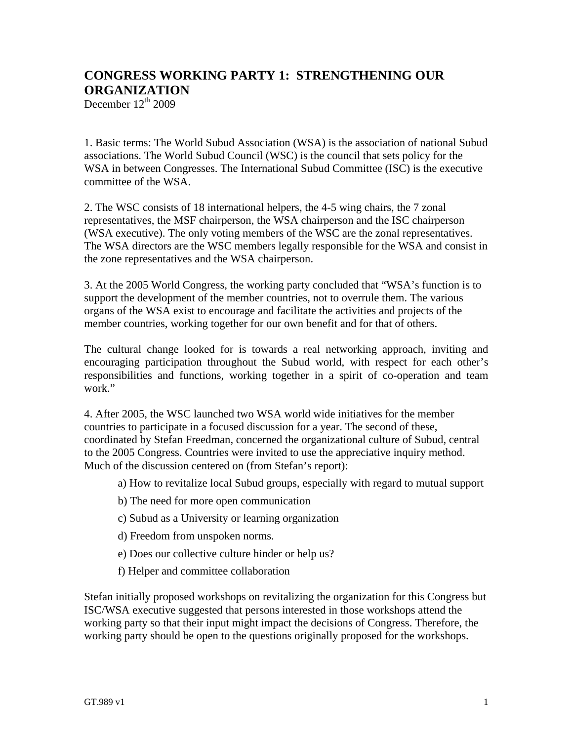# CONGRESS WORKING PARTY 1: STRENGTHENING OUR ORGANIZATION

December 12th 2009

1. Basic terms: The World Subud Association (WSA) is the association of national Subud associations. The World Subud Council (WSC) is the council that sets policy for the WSA in between Congresses. The International Subud Committee (ISC) is the executive committee of the WSA.

2. The WSC consists of 18 international helpers, the 4-5 wing chairs, the 7 zonal representatives, the MSF chairperson, the WSA chairperson and the ISC chairperson (WSA executive). The only voting members of the WSC are the zonal representatives. The WSA directors are the WSC members legally responsible for the WSA and consist in the zone representatives and the WSA chairperson.

3. At the 2005 World Congress, the working party concluded that "WSA's function is to support the development of the member countries, not to overrule them. The various organs of the WSA exist to encourage and facilitate the activities and projects of the member countries, working together for our own benefit and for that of others.

The cultural change looked for is towards a real networking approach, inviting and encouraging participation throughout the Subud world, with respect for each other's responsibilities and functions, working together in a spirit of co-operation and team work."

4. After 2005, the WSC launched two WSA world wide initiatives for the member countries to participate in a focused discussion for a year. The second of these, coordinated by Stefan Freedman, concerned the organizational culture of Subud, central to the 2005 Congress. Countries were invited to use the appreciative inquiry method. Much of the discussion centered on (from Stefan's report):

   a) How to revitalize local Subud groups, especially with regard to mutual support

   b) The need for more open communication

   c) Subud as a University or learning organization

   d) Freedom from unspoken norms.

   e) Does our collective culture hinder or help us?

   f) Helper and committee collaboration

Stefan initially proposed workshops on revitalizing the organization for this Congress but ISC/WSA executive suggested that persons interested in those workshops attend the working party so that their input might impact the decisions of Congress. Therefore, the working party should be open to the questions originally proposed for the workshops.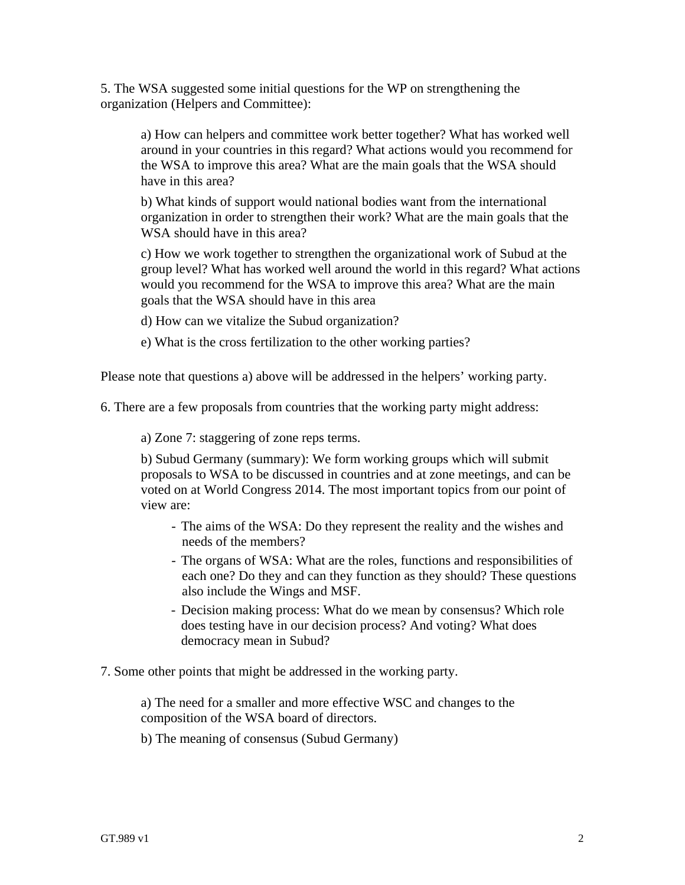5. The WSA suggested some initial questions for the WP on strengthening the organization (Helpers and Committee):

a) How can helpers and committee work better together? What has worked well around in your countries in this regard? What actions would you recommend for the WSA to improve this area? What are the main goals that the WSA should have in this area?

b) What kinds of support would national bodies want from the international organization in order to strengthen their work? What are the main goals that the WSA should have in this area?

c) How we work together to strengthen the organizational work of Subud at the group level? What has worked well around the world in this regard? What actions would you recommend for the WSA to improve this area? What are the main goals that the WSA should have in this area

d) How can we vitalize the Subud organization?

e) What is the cross fertilization to the other working parties?

Please note that questions a) above will be addressed in the helpers' working party.

6. There are a few proposals from countries that the working party might address:

a) Zone 7: staggering of zone reps terms.

b) Subud Germany (summary): We form working groups which will submit proposals to WSA to be discussed in countries and at zone meetings, and can be voted on at World Congress 2014. The most important topics from our point of view are:

- The aims of the WSA: Do they represent the reality and the wishes and needs of the members?
- The organs of WSA: What are the roles, functions and responsibilities of each one? Do they and can they function as they should? These questions also include the Wings and MSF.
- Decision making process: What do we mean by consensus? Which role does testing have in our decision process? And voting? What does democracy mean in Subud?

7. Some other points that might be addressed in the working party.

a) The need for a smaller and more effective WSC and changes to the composition of the WSA board of directors.

b) The meaning of consensus (Subud Germany)